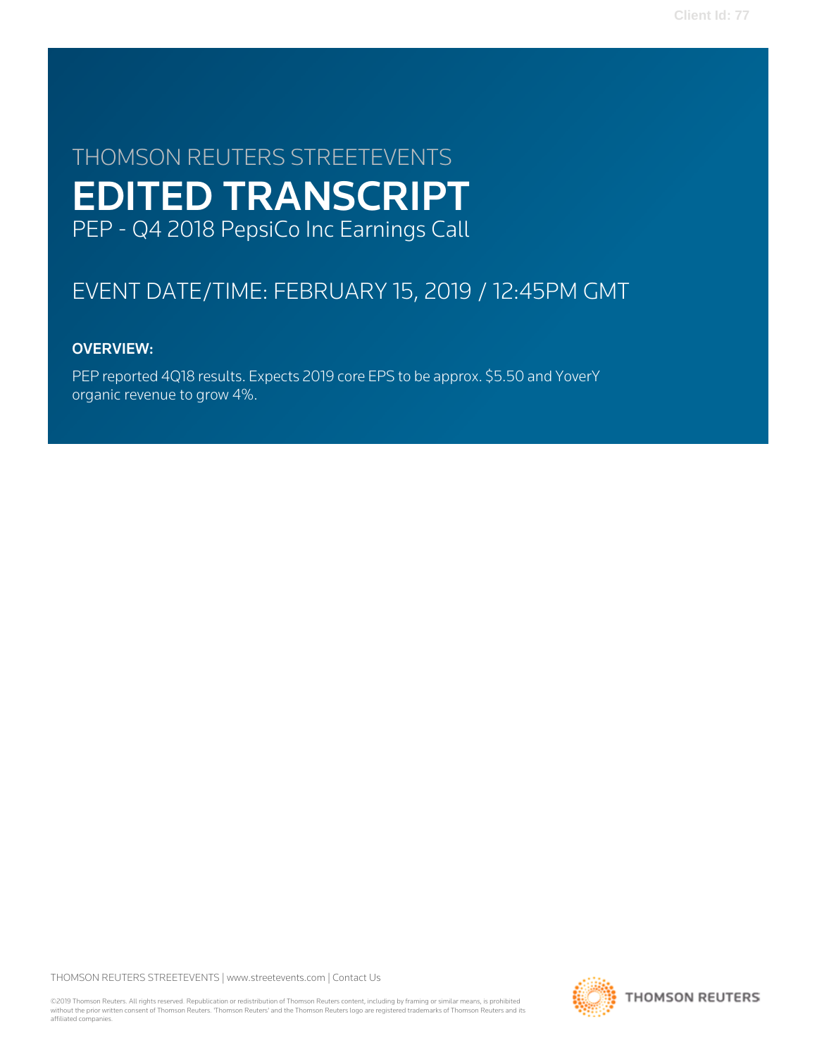# THOMSON REUTERS STREETEVENTS

# EDITED TRANSCRIPT

PEP - Q4 2018 PepsiCo Inc Earnings Call

## EVENT DATE/TIME: FEBRUARY 15, 2019 / 12:45PM GMT

### OVERVIEW:

PEP reported 4Q18 results. Expects 2019 core EPS to be approx. $5.50 and YoverY organic revenue to grow 4%.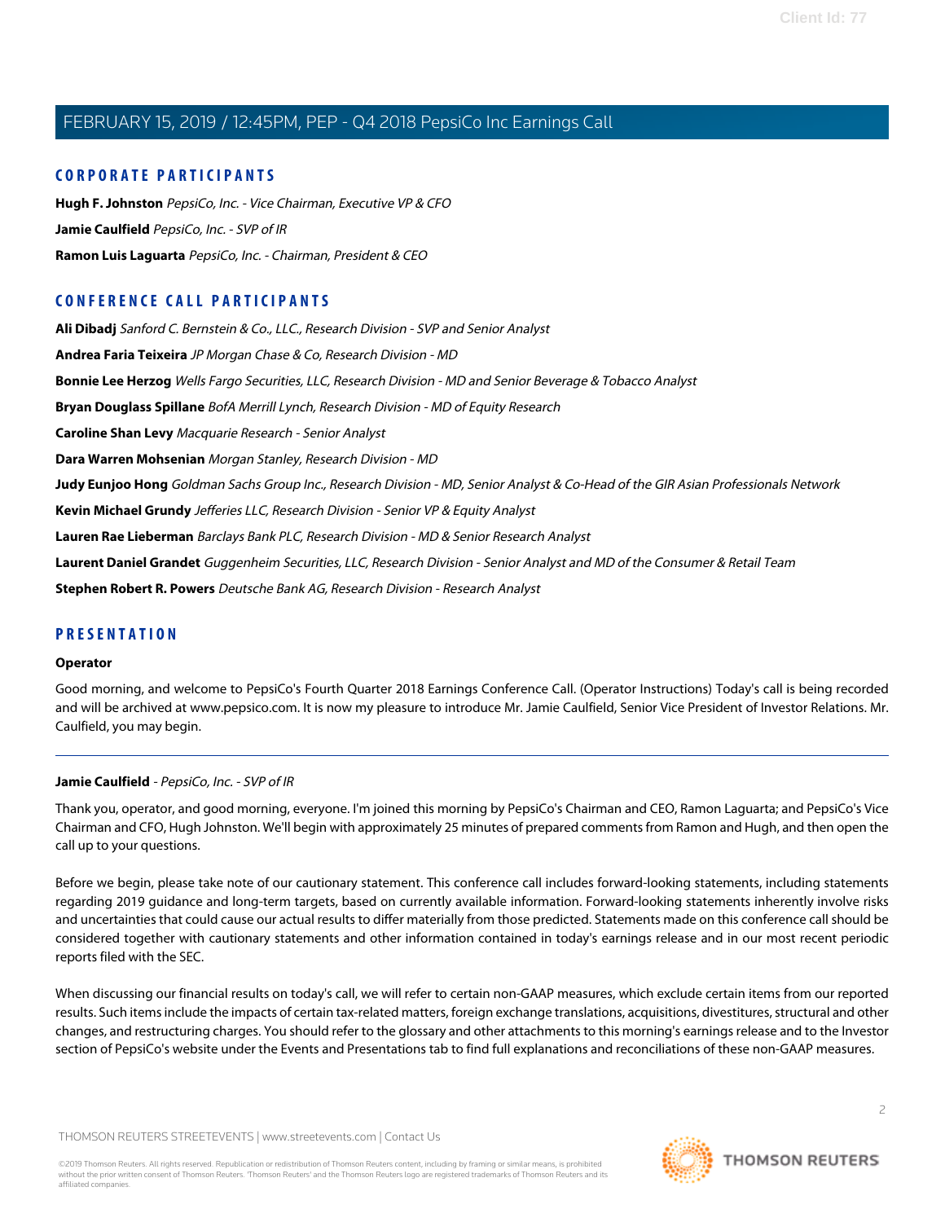## CORPORATE PARTICIPANTS

**Hugh F. Johnston** *PepsiCo, Inc. - Vice Chairman, Executive VP & CFO*

**Jamie Caulfield** *PepsiCo, Inc. - SVP of IR*

**Ramon Luis Laguarta** *PepsiCo, Inc. - Chairman, President & CEO*

## CONFERENCE CALL PARTICIPANTS

**Ali Dibadj** *Sanford C. Bernstein & Co., LLC., Research Division - SVP and Senior Analyst*

**Andrea Faria Teixeira** *JP Morgan Chase & Co, Research Division - MD*

**Bonnie Lee Herzog** *Wells Fargo Securities, LLC, Research Division - MD and Senior Beverage & Tobacco Analyst*

**Bryan Douglass Spillane** *BofA Merrill Lynch, Research Division - MD of Equity Research*

**Caroline Shan Levy** *Macquarie Research - Senior Analyst*

**Dara Warren Mohsenian** *Morgan Stanley, Research Division - MD*

**Judy Eunjoo Hong** *Goldman Sachs Group Inc., Research Division - MD, Senior Analyst & Co-Head of the GIR Asian Professionals Network*

**Kevin Michael Grundy** *Jefferies LLC, Research Division - Senior VP & Equity Analyst*

**Lauren Rae Lieberman** *Barclays Bank PLC, Research Division - MD & Senior Research Analyst*

**Laurent Daniel Grandet** *Guggenheim Securities, LLC, Research Division - Senior Analyst and MD of the Consumer & Retail Team*

**Stephen Robert R. Powers** *Deutsche Bank AG, Research Division - Research Analyst*

## PRESENTATION

### Operator

Good morning, and welcome to PepsiCo's Fourth Quarter 2018 Earnings Conference Call. (Operator Instructions) Today's call is being recorded and will be archived at www.pepsico.com. It is now my pleasure to introduce Mr. Jamie Caulfield, Senior Vice President of Investor Relations. Mr. Caulfield, you may begin.

---

### Jamie Caulfield - *PepsiCo, Inc. - SVP of IR*

Thank you, operator, and good morning, everyone. I'm joined this morning by PepsiCo's Chairman and CEO, Ramon Laguarta; and PepsiCo's Vice Chairman and CFO, Hugh Johnston. We'll begin with approximately 25 minutes of prepared comments from Ramon and Hugh, and then open the call up to your questions.

Before we begin, please take note of our cautionary statement. This conference call includes forward-looking statements, including statements regarding 2019 guidance and long-term targets, based on currently available information. Forward-looking statements inherently involve risks and uncertainties that could cause our actual results to differ materially from those predicted. Statements made on this conference call should be considered together with cautionary statements and other information contained in today's earnings release and in our most recent periodic reports filed with the SEC.

When discussing our financial results on today's call, we will refer to certain non-GAAP measures, which exclude certain items from our reported results. Such items include the impacts of certain tax-related matters, foreign exchange translations, acquisitions, divestitures, structural and other changes, and restructuring charges. You should refer to the glossary and other attachments to this morning's earnings release and to the Investor section of PepsiCo's website under the Events and Presentations tab to find full explanations and reconciliations of these non-GAAP measures.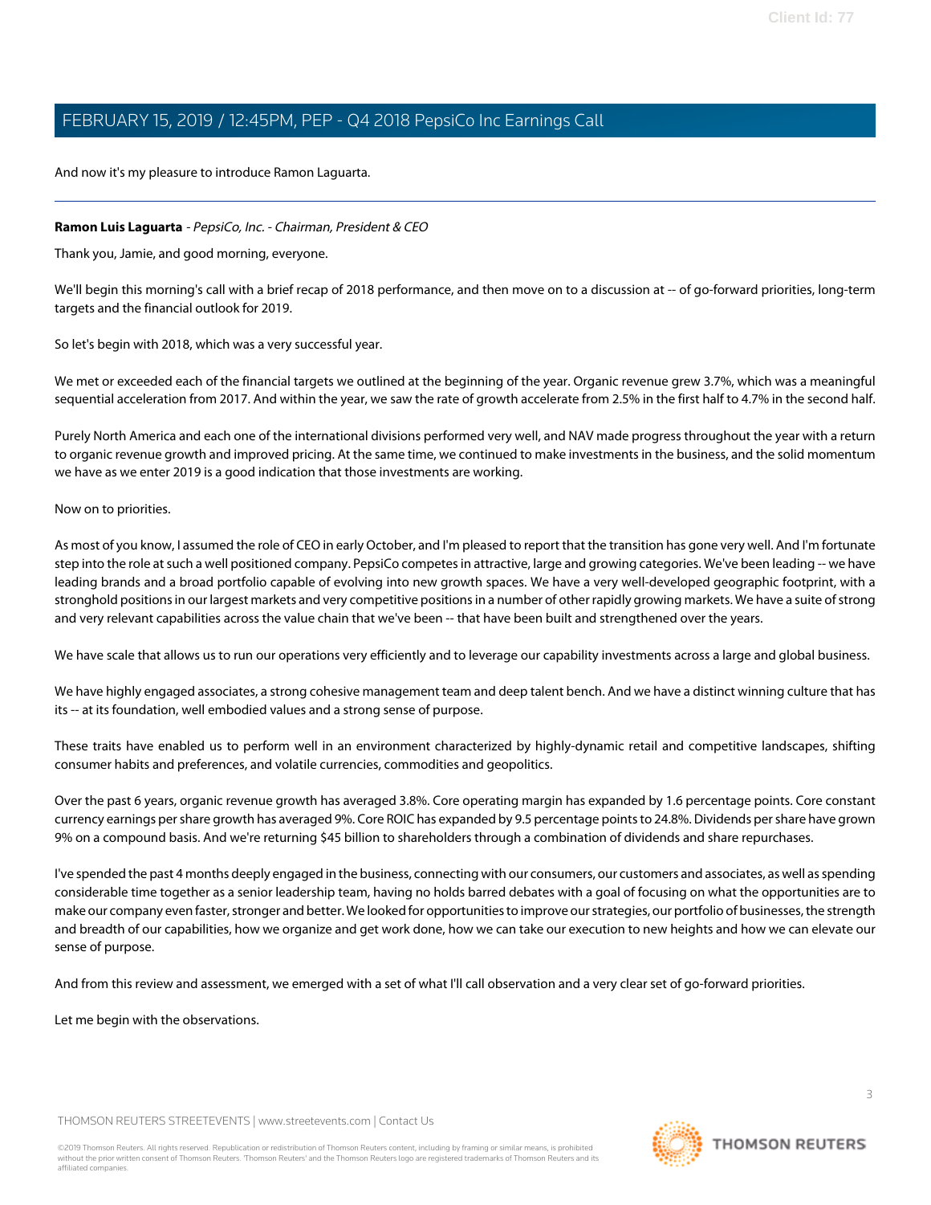And now it's my pleasure to introduce Ramon Laguarta.

---

**Ramon Luis Laguarta** - *PepsiCo, Inc. - Chairman, President & CEO*

Thank you, Jamie, and good morning, everyone.

We'll begin this morning's call with a brief recap of 2018 performance, and then move on to a discussion at -- of go-forward priorities, long-term targets and the financial outlook for 2019.

So let's begin with 2018, which was a very successful year.

We met or exceeded each of the financial targets we outlined at the beginning of the year. Organic revenue grew 3.7%, which was a meaningful sequential acceleration from 2017. And within the year, we saw the rate of growth accelerate from 2.5% in the first half to 4.7% in the second half.

Purely North America and each one of the international divisions performed very well, and NAV made progress throughout the year with a return to organic revenue growth and improved pricing. At the same time, we continued to make investments in the business, and the solid momentum we have as we enter 2019 is a good indication that those investments are working.

Now on to priorities.

As most of you know, I assumed the role of CEO in early October, and I'm pleased to report that the transition has gone very well. And I'm fortunate step into the role at such a well positioned company. PepsiCo competes in attractive, large and growing categories. We've been leading -- we have leading brands and a broad portfolio capable of evolving into new growth spaces. We have a very well-developed geographic footprint, with a stronghold positions in our largest markets and very competitive positions in a number of other rapidly growing markets. We have a suite of strong and very relevant capabilities across the value chain that we've been -- that have been built and strengthened over the years.

We have scale that allows us to run our operations very efficiently and to leverage our capability investments across a large and global business.

We have highly engaged associates, a strong cohesive management team and deep talent bench. And we have a distinct winning culture that has its -- at its foundation, well embodied values and a strong sense of purpose.

These traits have enabled us to perform well in an environment characterized by highly-dynamic retail and competitive landscapes, shifting consumer habits and preferences, and volatile currencies, commodities and geopolitics.

Over the past 6 years, organic revenue growth has averaged 3.8%. Core operating margin has expanded by 1.6 percentage points. Core constant currency earnings per share growth has averaged 9%. Core ROIC has expanded by 9.5 percentage points to 24.8%. Dividends per share have grown 9% on a compound basis. And we're returning $45 billion to shareholders through a combination of dividends and share repurchases.

I've spended the past 4 months deeply engaged in the business, connecting with our consumers, our customers and associates, as well as spending considerable time together as a senior leadership team, having no holds barred debates with a goal of focusing on what the opportunities are to make our company even faster, stronger and better. We looked for opportunities to improve our strategies, our portfolio of businesses, the strength and breadth of our capabilities, how we organize and get work done, how we can take our execution to new heights and how we can elevate our sense of purpose.

And from this review and assessment, we emerged with a set of what I'll call observation and a very clear set of go-forward priorities.

Let me begin with the observations.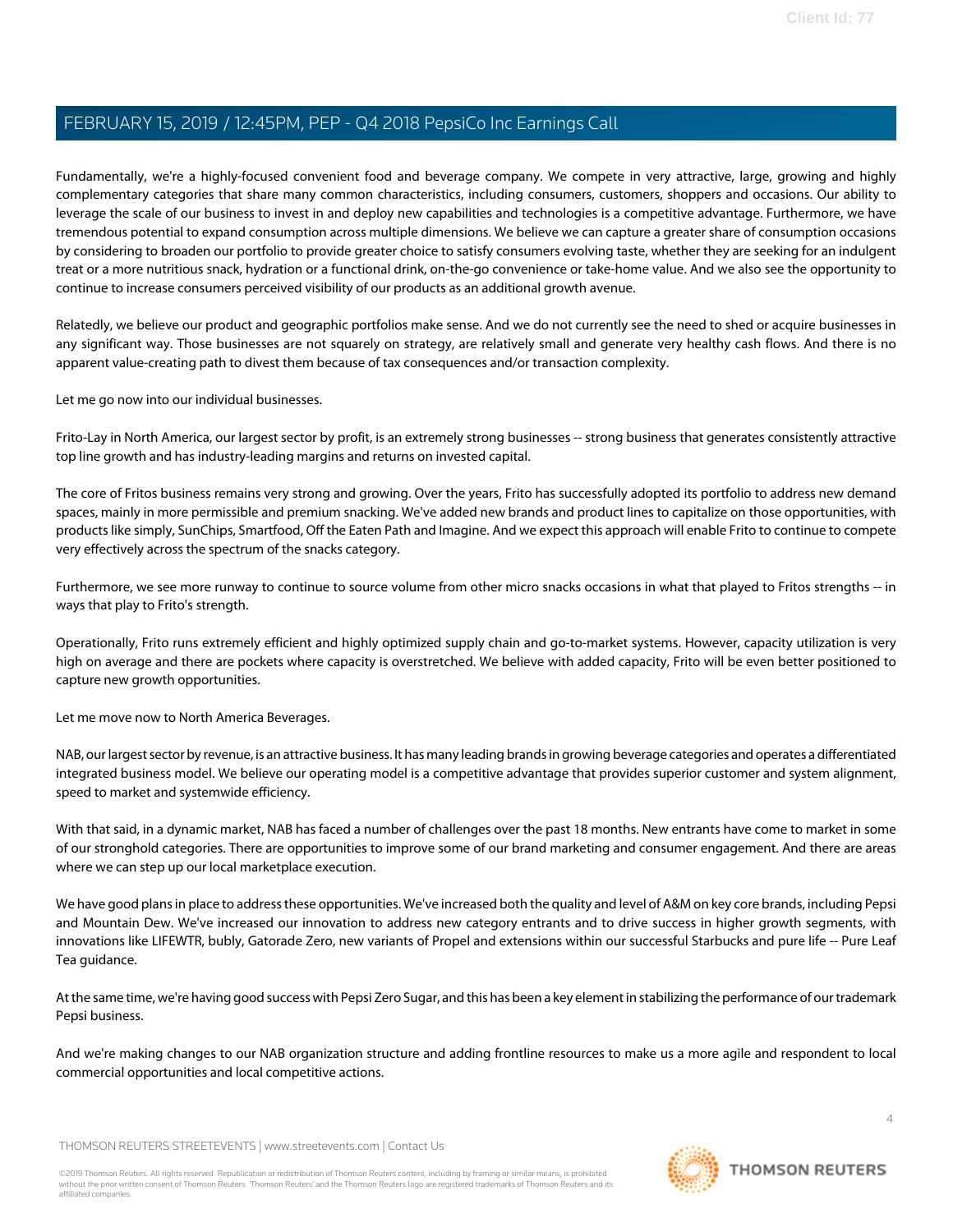Fundamentally, we're a highly-focused convenient food and beverage company. We compete in very attractive, large, growing and highly complementary categories that share many common characteristics, including consumers, customers, shoppers and occasions. Our ability to leverage the scale of our business to invest in and deploy new capabilities and technologies is a competitive advantage. Furthermore, we have tremendous potential to expand consumption across multiple dimensions. We believe we can capture a greater share of consumption occasions by considering to broaden our portfolio to provide greater choice to satisfy consumers evolving taste, whether they are seeking for an indulgent treat or a more nutritious snack, hydration or a functional drink, on-the-go convenience or take-home value. And we also see the opportunity to continue to increase consumers perceived visibility of our products as an additional growth avenue.

Relatedly, we believe our product and geographic portfolios make sense. And we do not currently see the need to shed or acquire businesses in any significant way. Those businesses are not squarely on strategy, are relatively small and generate very healthy cash flows. And there is no apparent value-creating path to divest them because of tax consequences and/or transaction complexity.

Let me go now into our individual businesses.

Frito-Lay in North America, our largest sector by profit, is an extremely strong businesses -- strong business that generates consistently attractive top line growth and has industry-leading margins and returns on invested capital.

The core of Fritos business remains very strong and growing. Over the years, Frito has successfully adopted its portfolio to address new demand spaces, mainly in more permissible and premium snacking. We've added new brands and product lines to capitalize on those opportunities, with products like simply, SunChips, Smartfood, Off the Eaten Path and Imagine. And we expect this approach will enable Frito to continue to compete very effectively across the spectrum of the snacks category.

Furthermore, we see more runway to continue to source volume from other micro snacks occasions in what that played to Fritos strengths -- in ways that play to Frito's strength.

Operationally, Frito runs extremely efficient and highly optimized supply chain and go-to-market systems. However, capacity utilization is very high on average and there are pockets where capacity is overstretched. We believe with added capacity, Frito will be even better positioned to capture new growth opportunities.

Let me move now to North America Beverages.

NAB, our largest sector by revenue, is an attractive business. It has many leading brands in growing beverage categories and operates a differentiated integrated business model. We believe our operating model is a competitive advantage that provides superior customer and system alignment, speed to market and systemwide efficiency.

With that said, in a dynamic market, NAB has faced a number of challenges over the past 18 months. New entrants have come to market in some of our stronghold categories. There are opportunities to improve some of our brand marketing and consumer engagement. And there are areas where we can step up our local marketplace execution.

We have good plans in place to address these opportunities. We've increased both the quality and level of A&M on key core brands, including Pepsi and Mountain Dew. We've increased our innovation to address new category entrants and to drive success in higher growth segments, with innovations like LIFEWTR, bubly, Gatorade Zero, new variants of Propel and extensions within our successful Starbucks and pure life -- Pure Leaf Tea guidance.

At the same time, we're having good success with Pepsi Zero Sugar, and this has been a key element in stabilizing the performance of our trademark Pepsi business.

And we're making changes to our NAB organization structure and adding frontline resources to make us a more agile and respondent to local commercial opportunities and local competitive actions.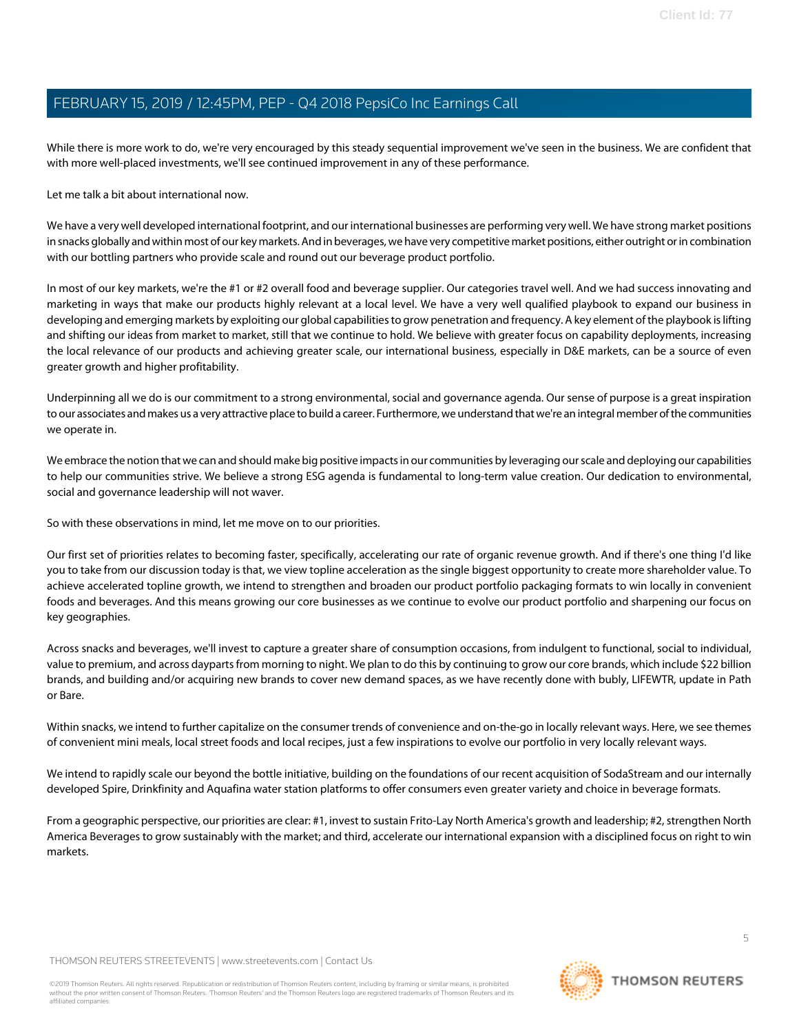While there is more work to do, we're very encouraged by this steady sequential improvement we've seen in the business. We are confident that with more well-placed investments, we'll see continued improvement in any of these performance.

Let me talk a bit about international now.

We have a very well developed international footprint, and our international businesses are performing very well. We have strong market positions in snacks globally and within most of our key markets. And in beverages, we have very competitive market positions, either outright or in combination with our bottling partners who provide scale and round out our beverage product portfolio.

In most of our key markets, we're the #1 or #2 overall food and beverage supplier. Our categories travel well. And we had success innovating and marketing in ways that make our products highly relevant at a local level. We have a very well qualified playbook to expand our business in developing and emerging markets by exploiting our global capabilities to grow penetration and frequency. A key element of the playbook is lifting and shifting our ideas from market to market, still that we continue to hold. We believe with greater focus on capability deployments, increasing the local relevance of our products and achieving greater scale, our international business, especially in D&E markets, can be a source of even greater growth and higher profitability.

Underpinning all we do is our commitment to a strong environmental, social and governance agenda. Our sense of purpose is a great inspiration to our associates and makes us a very attractive place to build a career. Furthermore, we understand that we're an integral member of the communities we operate in.

We embrace the notion that we can and should make big positive impacts in our communities by leveraging our scale and deploying our capabilities to help our communities strive. We believe a strong ESG agenda is fundamental to long-term value creation. Our dedication to environmental, social and governance leadership will not waver.

So with these observations in mind, let me move on to our priorities.

Our first set of priorities relates to becoming faster, specifically, accelerating our rate of organic revenue growth. And if there's one thing I'd like you to take from our discussion today is that, we view topline acceleration as the single biggest opportunity to create more shareholder value. To achieve accelerated topline growth, we intend to strengthen and broaden our product portfolio packaging formats to win locally in convenient foods and beverages. And this means growing our core businesses as we continue to evolve our product portfolio and sharpening our focus on key geographies.

Across snacks and beverages, we'll invest to capture a greater share of consumption occasions, from indulgent to functional, social to individual, value to premium, and across dayparts from morning to night. We plan to do this by continuing to grow our core brands, which include $22 billion brands, and building and/or acquiring new brands to cover new demand spaces, as we have recently done with bubly, LIFEWTR, update in Path or Bare.

Within snacks, we intend to further capitalize on the consumer trends of convenience and on-the-go in locally relevant ways. Here, we see themes of convenient mini meals, local street foods and local recipes, just a few inspirations to evolve our portfolio in very locally relevant ways.

We intend to rapidly scale our beyond the bottle initiative, building on the foundations of our recent acquisition of SodaStream and our internally developed Spire, Drinkfinity and Aquafina water station platforms to offer consumers even greater variety and choice in beverage formats.

From a geographic perspective, our priorities are clear: #1, invest to sustain Frito-Lay North America's growth and leadership; #2, strengthen North America Beverages to grow sustainably with the market; and third, accelerate our international expansion with a disciplined focus on right to win markets.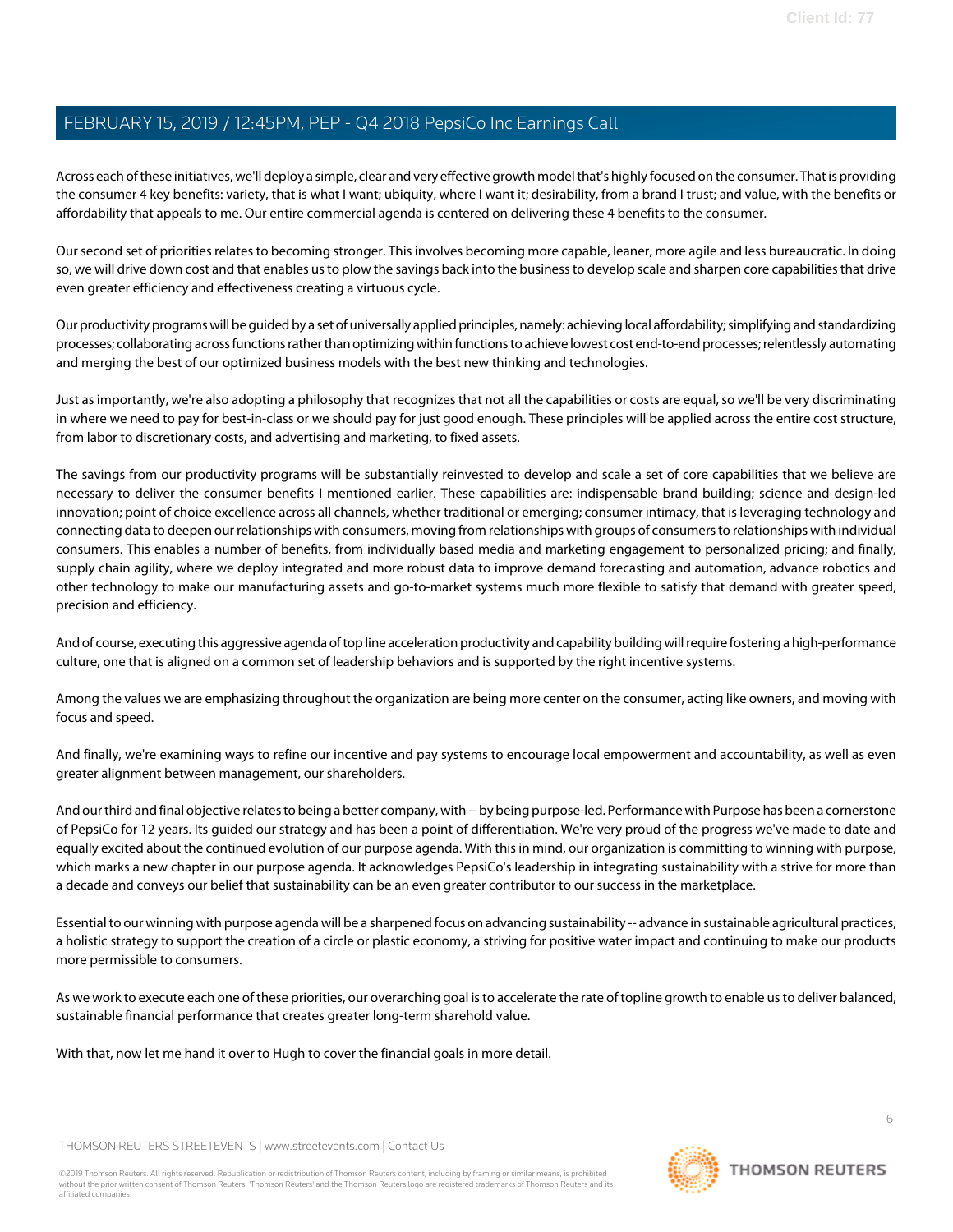Across each of these initiatives, we'll deploy a simple, clear and very effective growth model that's highly focused on the consumer. That is providing the consumer 4 key benefits: variety, that is what I want; ubiquity, where I want it; desirability, from a brand I trust; and value, with the benefits or affordability that appeals to me. Our entire commercial agenda is centered on delivering these 4 benefits to the consumer.

Our second set of priorities relates to becoming stronger. This involves becoming more capable, leaner, more agile and less bureaucratic. In doing so, we will drive down cost and that enables us to plow the savings back into the business to develop scale and sharpen core capabilities that drive even greater efficiency and effectiveness creating a virtuous cycle.

Our productivity programs will be guided by a set of universally applied principles, namely: achieving local affordability; simplifying and standardizing processes; collaborating across functions rather than optimizing within functions to achieve lowest cost end-to-end processes; relentlessly automating and merging the best of our optimized business models with the best new thinking and technologies.

Just as importantly, we're also adopting a philosophy that recognizes that not all the capabilities or costs are equal, so we'll be very discriminating in where we need to pay for best-in-class or we should pay for just good enough. These principles will be applied across the entire cost structure, from labor to discretionary costs, and advertising and marketing, to fixed assets.

The savings from our productivity programs will be substantially reinvested to develop and scale a set of core capabilities that we believe are necessary to deliver the consumer benefits I mentioned earlier. These capabilities are: indispensable brand building; science and design-led innovation; point of choice excellence across all channels, whether traditional or emerging; consumer intimacy, that is leveraging technology and connecting data to deepen our relationships with consumers, moving from relationships with groups of consumers to relationships with individual consumers. This enables a number of benefits, from individually based media and marketing engagement to personalized pricing; and finally, supply chain agility, where we deploy integrated and more robust data to improve demand forecasting and automation, advance robotics and other technology to make our manufacturing assets and go-to-market systems much more flexible to satisfy that demand with greater speed, precision and efficiency.

And of course, executing this aggressive agenda of top line acceleration productivity and capability building will require fostering a high-performance culture, one that is aligned on a common set of leadership behaviors and is supported by the right incentive systems.

Among the values we are emphasizing throughout the organization are being more center on the consumer, acting like owners, and moving with focus and speed.

And finally, we're examining ways to refine our incentive and pay systems to encourage local empowerment and accountability, as well as even greater alignment between management, our shareholders.

And our third and final objective relates to being a better company, with -- by being purpose-led. Performance with Purpose has been a cornerstone of PepsiCo for 12 years. Its guided our strategy and has been a point of differentiation. We're very proud of the progress we've made to date and equally excited about the continued evolution of our purpose agenda. With this in mind, our organization is committing to winning with purpose, which marks a new chapter in our purpose agenda. It acknowledges PepsiCo's leadership in integrating sustainability with a strive for more than a decade and conveys our belief that sustainability can be an even greater contributor to our success in the marketplace.

Essential to our winning with purpose agenda will be a sharpened focus on advancing sustainability -- advance in sustainable agricultural practices, a holistic strategy to support the creation of a circle or plastic economy, a striving for positive water impact and continuing to make our products more permissible to consumers.

As we work to execute each one of these priorities, our overarching goal is to accelerate the rate of topline growth to enable us to deliver balanced, sustainable financial performance that creates greater long-term sharehold value.

With that, now let me hand it over to Hugh to cover the financial goals in more detail.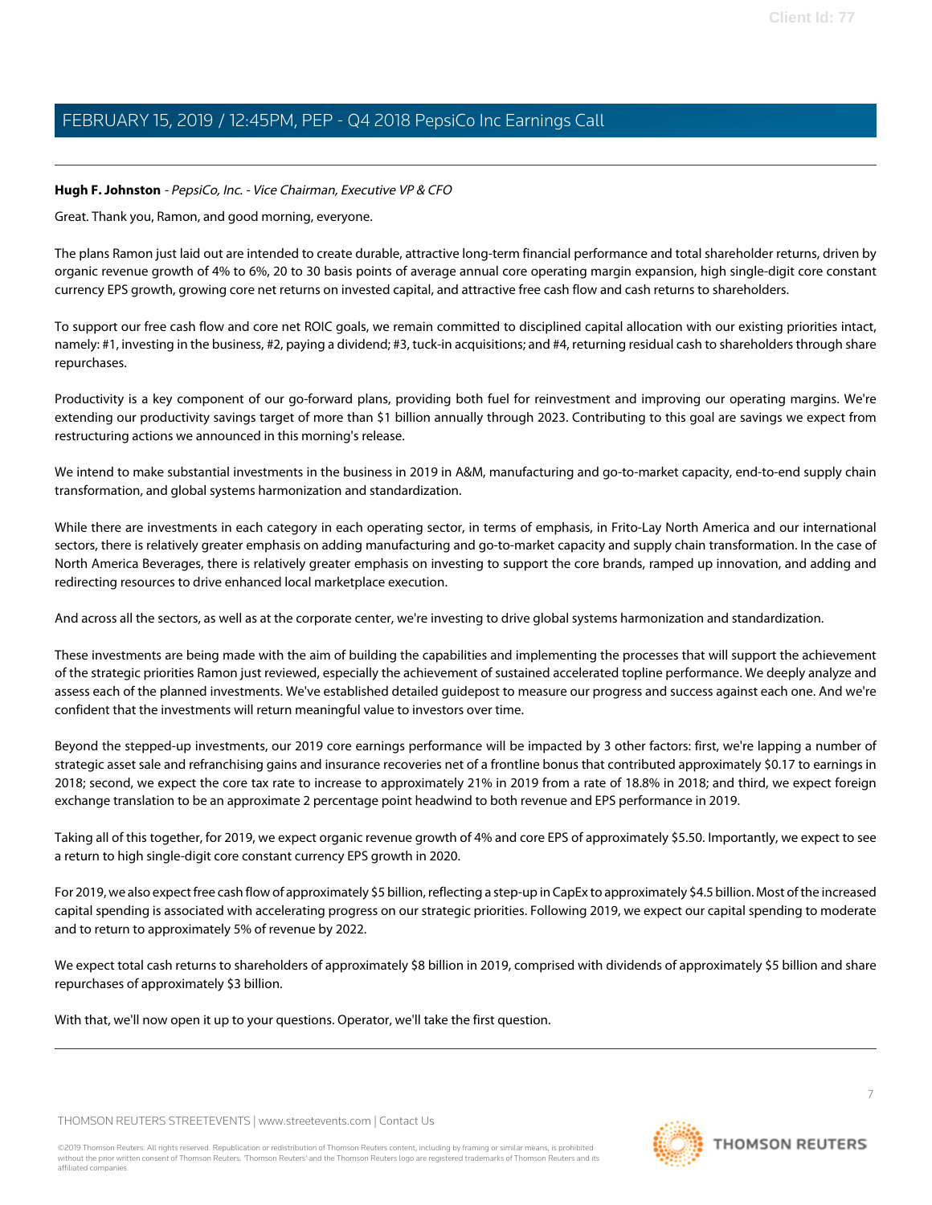**Hugh F. Johnston** - *PepsiCo, Inc. - Vice Chairman, Executive VP & CFO*

Great. Thank you, Ramon, and good morning, everyone.

The plans Ramon just laid out are intended to create durable, attractive long-term financial performance and total shareholder returns, driven by organic revenue growth of 4% to 6%, 20 to 30 basis points of average annual core operating margin expansion, high single-digit core constant currency EPS growth, growing core net returns on invested capital, and attractive free cash flow and cash returns to shareholders.

To support our free cash flow and core net ROIC goals, we remain committed to disciplined capital allocation with our existing priorities intact, namely: #1, investing in the business, #2, paying a dividend; #3, tuck-in acquisitions; and #4, returning residual cash to shareholders through share repurchases.

Productivity is a key component of our go-forward plans, providing both fuel for reinvestment and improving our operating margins. We're extending our productivity savings target of more than $1 billion annually through 2023. Contributing to this goal are savings we expect from restructuring actions we announced in this morning's release.

We intend to make substantial investments in the business in 2019 in A&M, manufacturing and go-to-market capacity, end-to-end supply chain transformation, and global systems harmonization and standardization.

While there are investments in each category in each operating sector, in terms of emphasis, in Frito-Lay North America and our international sectors, there is relatively greater emphasis on adding manufacturing and go-to-market capacity and supply chain transformation. In the case of North America Beverages, there is relatively greater emphasis on investing to support the core brands, ramped up innovation, and adding and redirecting resources to drive enhanced local marketplace execution.

And across all the sectors, as well as at the corporate center, we're investing to drive global systems harmonization and standardization.

These investments are being made with the aim of building the capabilities and implementing the processes that will support the achievement of the strategic priorities Ramon just reviewed, especially the achievement of sustained accelerated topline performance. We deeply analyze and assess each of the planned investments. We've established detailed guidepost to measure our progress and success against each one. And we're confident that the investments will return meaningful value to investors over time.

Beyond the stepped-up investments, our 2019 core earnings performance will be impacted by 3 other factors: first, we're lapping a number of strategic asset sale and refranchising gains and insurance recoveries net of a frontline bonus that contributed approximately $0.17 to earnings in 2018; second, we expect the core tax rate to increase to approximately 21% in 2019 from a rate of 18.8% in 2018; and third, we expect foreign exchange translation to be an approximate 2 percentage point headwind to both revenue and EPS performance in 2019.

Taking all of this together, for 2019, we expect organic revenue growth of 4% and core EPS of approximately $5.50. Importantly, we expect to see a return to high single-digit core constant currency EPS growth in 2020.

For 2019, we also expect free cash flow of approximately $5 billion, reflecting a step-up in CapEx to approximately $4.5 billion. Most of the increased capital spending is associated with accelerating progress on our strategic priorities. Following 2019, we expect our capital spending to moderate and to return to approximately 5% of revenue by 2022.

We expect total cash returns to shareholders of approximately $8 billion in 2019, comprised with dividends of approximately $5 billion and share repurchases of approximately $3 billion.

With that, we'll now open it up to your questions. Operator, we'll take the first question.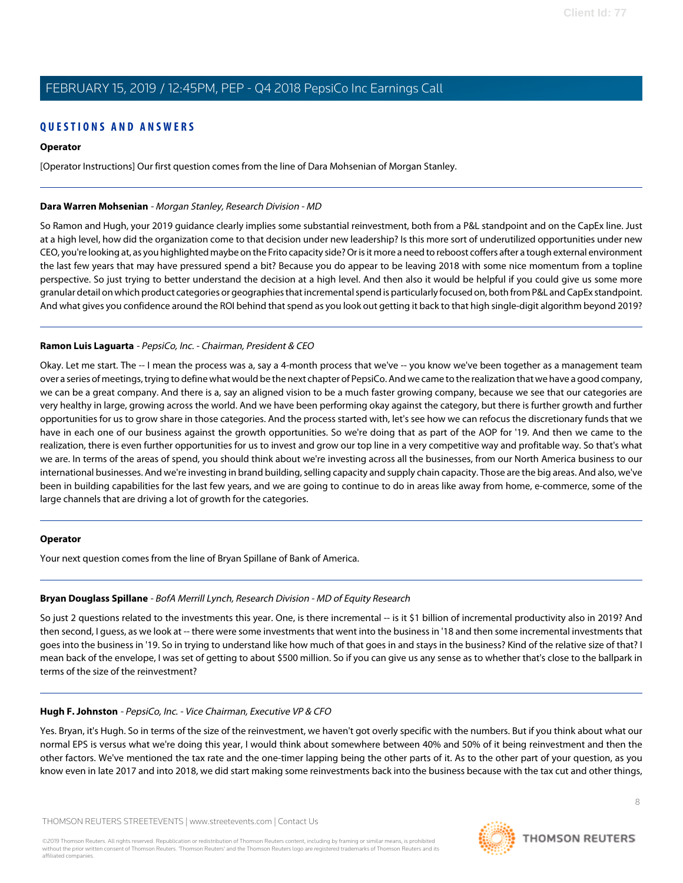## QUESTIONS AND ANSWERS

**Operator**

[Operator Instructions] Our first question comes from the line of Dara Mohsenian of Morgan Stanley.

---

**Dara Warren Mohsenian** - *Morgan Stanley, Research Division - MD*

So Ramon and Hugh, your 2019 guidance clearly implies some substantial reinvestment, both from a P&L standpoint and on the CapEx line. Just at a high level, how did the organization come to that decision under new leadership? Is this more sort of underutilized opportunities under new CEO, you're looking at, as you highlighted maybe on the Frito capacity side? Or is it more a need to reboost coffers after a tough external environment the last few years that may have pressured spend a bit? Because you do appear to be leaving 2018 with some nice momentum from a topline perspective. So just trying to better understand the decision at a high level. And then also it would be helpful if you could give us some more granular detail on which product categories or geographies that incremental spend is particularly focused on, both from P&L and CapEx standpoint. And what gives you confidence around the ROI behind that spend as you look out getting it back to that high single-digit algorithm beyond 2019?

---

**Ramon Luis Laguarta** - *PepsiCo, Inc. - Chairman, President & CEO*

Okay. Let me start. The -- I mean the process was a, say a 4-month process that we've -- you know we've been together as a management team over a series of meetings, trying to define what would be the next chapter of PepsiCo. And we came to the realization that we have a good company, we can be a great company. And there is a, say an aligned vision to be a much faster growing company, because we see that our categories are very healthy in large, growing across the world. And we have been performing okay against the category, but there is further growth and further opportunities for us to grow share in those categories. And the process started with, let's see how we can refocus the discretionary funds that we have in each one of our business against the growth opportunities. So we're doing that as part of the AOP for '19. And then we came to the realization, there is even further opportunities for us to invest and grow our top line in a very competitive way and profitable way. So that's what we are. In terms of the areas of spend, you should think about we're investing across all the businesses, from our North America business to our international businesses. And we're investing in brand building, selling capacity and supply chain capacity. Those are the big areas. And also, we've been in building capabilities for the last few years, and we are going to continue to do in areas like away from home, e-commerce, some of the large channels that are driving a lot of growth for the categories.

---

**Operator**

Your next question comes from the line of Bryan Spillane of Bank of America.

---

**Bryan Douglass Spillane** - *BofA Merrill Lynch, Research Division - MD of Equity Research*

So just 2 questions related to the investments this year. One, is there incremental -- is it $1 billion of incremental productivity also in 2019? And then second, I guess, as we look at -- there were some investments that went into the business in '18 and then some incremental investments that goes into the business in '19. So in trying to understand like how much of that goes in and stays in the business? Kind of the relative size of that? I mean back of the envelope, I was set of getting to about $500 million. So if you can give us any sense as to whether that's close to the ballpark in terms of the size of the reinvestment?

---

**Hugh F. Johnston** - *PepsiCo, Inc. - Vice Chairman, Executive VP & CFO*

Yes. Bryan, it's Hugh. So in terms of the size of the reinvestment, we haven't got overly specific with the numbers. But if you think about what our normal EPS is versus what we're doing this year, I would think about somewhere between 40% and 50% of it being reinvestment and then the other factors. We've mentioned the tax rate and the one-timer lapping being the other parts of it. As to the other part of your question, as you know even in late 2017 and into 2018, we did start making some reinvestments back into the business because with the tax cut and other things,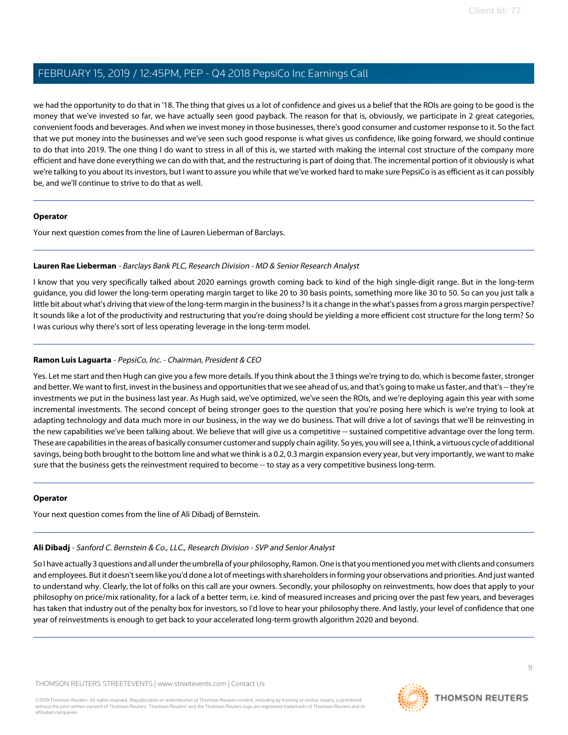we had the opportunity to do that in '18. The thing that gives us a lot of confidence and gives us a belief that the ROIs are going to be good is the money that we've invested so far, we have actually seen good payback. The reason for that is, obviously, we participate in 2 great categories, convenient foods and beverages. And when we invest money in those businesses, there's good consumer and customer response to it. So the fact that we put money into the businesses and we've seen such good response is what gives us confidence, like going forward, we should continue to do that into 2019. The one thing I do want to stress in all of this is, we started with making the internal cost structure of the company more efficient and have done everything we can do with that, and the restructuring is part of doing that. The incremental portion of it obviously is what we're talking to you about its investors, but I want to assure you while that we've worked hard to make sure PepsiCo is as efficient as it can possibly be, and we'll continue to strive to do that as well.

---

**Operator**

Your next question comes from the line of Lauren Lieberman of Barclays.

---

**Lauren Rae Lieberman** - *Barclays Bank PLC, Research Division - MD & Senior Research Analyst*

I know that you very specifically talked about 2020 earnings growth coming back to kind of the high single-digit range. But in the long-term guidance, you did lower the long-term operating margin target to like 20 to 30 basis points, something more like 30 to 50. So can you just talk a little bit about what's driving that view of the long-term margin in the business? Is it a change in the what's passes from a gross margin perspective? It sounds like a lot of the productivity and restructuring that you're doing should be yielding a more efficient cost structure for the long term? So I was curious why there's sort of less operating leverage in the long-term model.

---

**Ramon Luis Laguarta** - *PepsiCo, Inc. - Chairman, President & CEO*

Yes. Let me start and then Hugh can give you a few more details. If you think about the 3 things we're trying to do, which is become faster, stronger and better. We want to first, invest in the business and opportunities that we see ahead of us, and that's going to make us faster, and that's -- they're investments we put in the business last year. As Hugh said, we've optimized, we've seen the ROIs, and we're deploying again this year with some incremental investments. The second concept of being stronger goes to the question that you're posing here which is we're trying to look at adapting technology and data much more in our business, in the way we do business. That will drive a lot of savings that we'll be reinvesting in the new capabilities we've been talking about. We believe that will give us a competitive -- sustained competitive advantage over the long term. These are capabilities in the areas of basically consumer customer and supply chain agility. So yes, you will see a, I think, a virtuous cycle of additional savings, being both brought to the bottom line and what we think is a 0.2, 0.3 margin expansion every year, but very importantly, we want to make sure that the business gets the reinvestment required to become -- to stay as a very competitive business long-term.

---

**Operator**

Your next question comes from the line of Ali Dibadj of Bernstein.

---

**Ali Dibadj** - *Sanford C. Bernstein & Co., LLC., Research Division - SVP and Senior Analyst*

So I have actually 3 questions and all under the umbrella of your philosophy, Ramon. One is that you mentioned you met with clients and consumers and employees. But it doesn't seem like you'd done a lot of meetings with shareholders in forming your observations and priorities. And just wanted to understand why. Clearly, the lot of folks on this call are your owners. Secondly, your philosophy on reinvestments, how does that apply to your philosophy on price/mix rationality, for a lack of a better term, i.e. kind of measured increases and pricing over the past few years, and beverages has taken that industry out of the penalty box for investors, so I'd love to hear your philosophy there. And lastly, your level of confidence that one year of reinvestments is enough to get back to your accelerated long-term growth algorithm 2020 and beyond.

---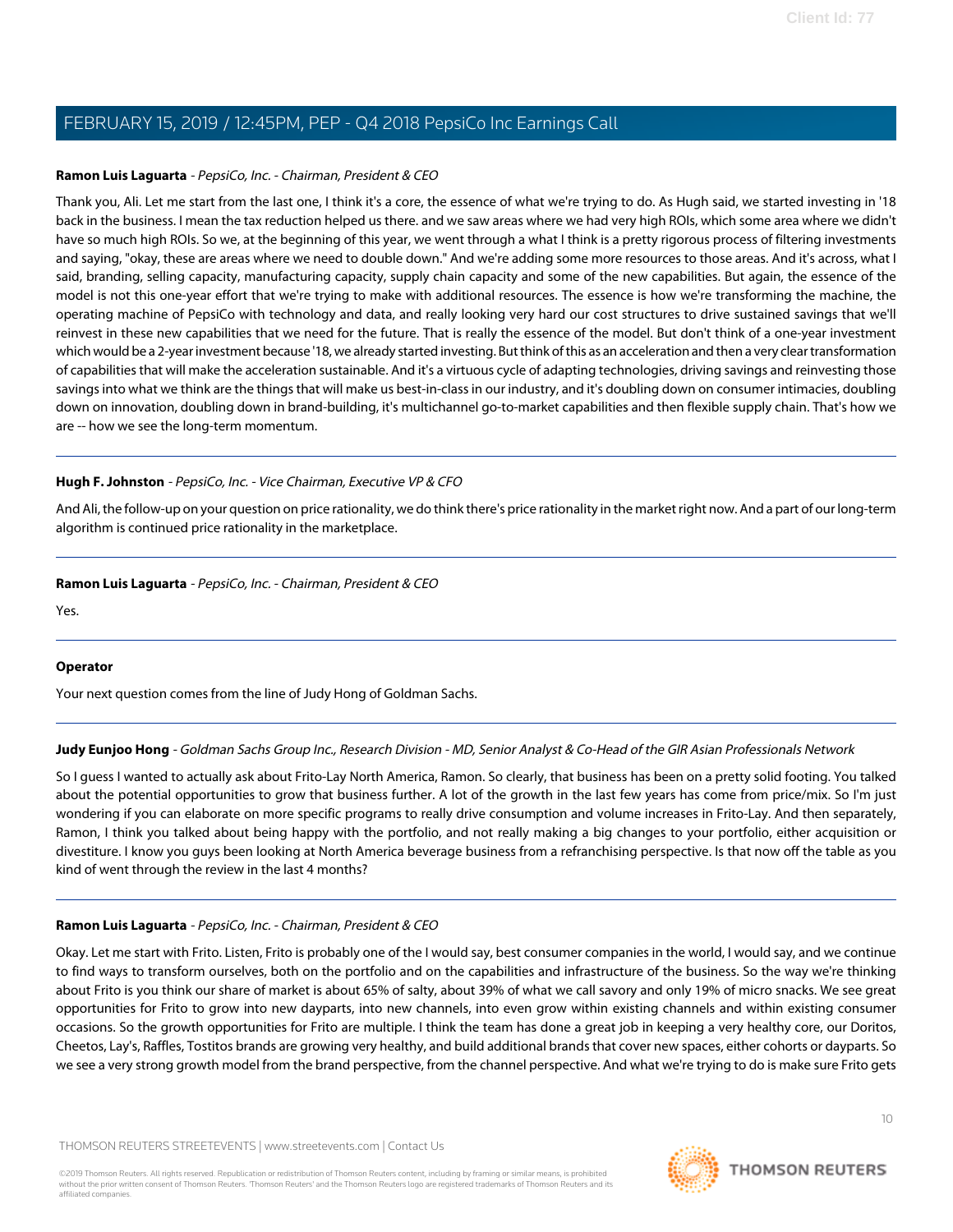**Ramon Luis Laguarta** - *PepsiCo, Inc. - Chairman, President & CEO*

Thank you, Ali. Let me start from the last one, I think it's a core, the essence of what we're trying to do. As Hugh said, we started investing in '18 back in the business. I mean the tax reduction helped us there. and we saw areas where we had very high ROIs, which some area where we didn't have so much high ROIs. So we, at the beginning of this year, we went through a what I think is a pretty rigorous process of filtering investments and saying, "okay, these are areas where we need to double down." And we're adding some more resources to those areas. And it's across, what I said, branding, selling capacity, manufacturing capacity, supply chain capacity and some of the new capabilities. But again, the essence of the model is not this one-year effort that we're trying to make with additional resources. The essence is how we're transforming the machine, the operating machine of PepsiCo with technology and data, and really looking very hard our cost structures to drive sustained savings that we'll reinvest in these new capabilities that we need for the future. That is really the essence of the model. But don't think of a one-year investment which would be a 2-year investment because '18, we already started investing. But think of this as an acceleration and then a very clear transformation of capabilities that will make the acceleration sustainable. And it's a virtuous cycle of adapting technologies, driving savings and reinvesting those savings into what we think are the things that will make us best-in-class in our industry, and it's doubling down on consumer intimacies, doubling down on innovation, doubling down in brand-building, it's multichannel go-to-market capabilities and then flexible supply chain. That's how we are -- how we see the long-term momentum.

---

**Hugh F. Johnston** - *PepsiCo, Inc. - Vice Chairman, Executive VP & CFO*

And Ali, the follow-up on your question on price rationality, we do think there's price rationality in the market right now. And a part of our long-term algorithm is continued price rationality in the marketplace.

---

**Ramon Luis Laguarta** - *PepsiCo, Inc. - Chairman, President & CEO*

Yes.

---

**Operator**

Your next question comes from the line of Judy Hong of Goldman Sachs.

---

**Judy Eunjoo Hong** - *Goldman Sachs Group Inc., Research Division - MD, Senior Analyst & Co-Head of the GIR Asian Professionals Network*

So I guess I wanted to actually ask about Frito-Lay North America, Ramon. So clearly, that business has been on a pretty solid footing. You talked about the potential opportunities to grow that business further. A lot of the growth in the last few years has come from price/mix. So I'm just wondering if you can elaborate on more specific programs to really drive consumption and volume increases in Frito-Lay. And then separately, Ramon, I think you talked about being happy with the portfolio, and not really making a big changes to your portfolio, either acquisition or divestiture. I know you guys been looking at North America beverage business from a refranchising perspective. Is that now off the table as you kind of went through the review in the last 4 months?

---

**Ramon Luis Laguarta** - *PepsiCo, Inc. - Chairman, President & CEO*

Okay. Let me start with Frito. Listen, Frito is probably one of the I would say, best consumer companies in the world, I would say, and we continue to find ways to transform ourselves, both on the portfolio and on the capabilities and infrastructure of the business. So the way we're thinking about Frito is you think our share of market is about 65% of salty, about 39% of what we call savory and only 19% of micro snacks. We see great opportunities for Frito to grow into new dayparts, into new channels, into even grow within existing channels and within existing consumer occasions. So the growth opportunities for Frito are multiple. I think the team has done a great job in keeping a very healthy core, our Doritos, Cheetos, Lay's, Raffles, Tostitos brands are growing very healthy, and build additional brands that cover new spaces, either cohorts or dayparts. So we see a very strong growth model from the brand perspective, from the channel perspective. And what we're trying to do is make sure Frito gets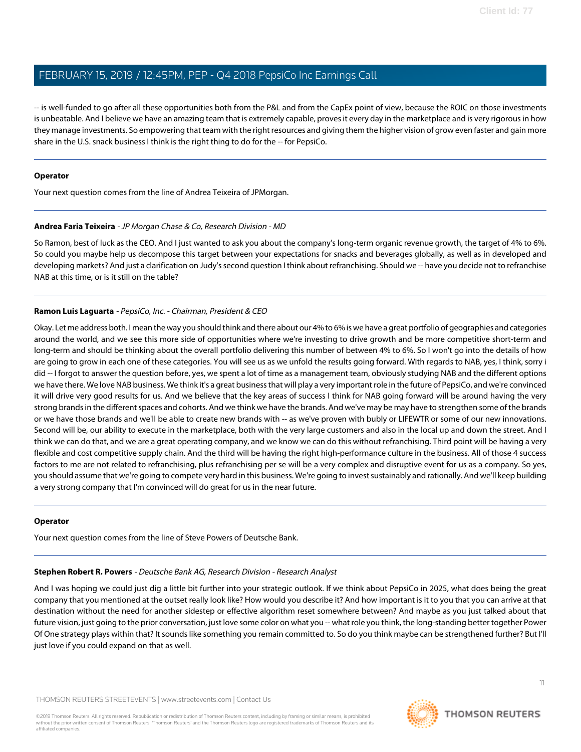-- is well-funded to go after all these opportunities both from the P&L and from the CapEx point of view, because the ROIC on those investments is unbeatable. And I believe we have an amazing team that is extremely capable, proves it every day in the marketplace and is very rigorous in how they manage investments. So empowering that team with the right resources and giving them the higher vision of grow even faster and gain more share in the U.S. snack business I think is the right thing to do for the -- for PepsiCo.

---

**Operator**

Your next question comes from the line of Andrea Teixeira of JPMorgan.

---

**Andrea Faria Teixeira** - *JP Morgan Chase & Co, Research Division - MD*

So Ramon, best of luck as the CEO. And I just wanted to ask you about the company's long-term organic revenue growth, the target of 4% to 6%. So could you maybe help us decompose this target between your expectations for snacks and beverages globally, as well as in developed and developing markets? And just a clarification on Judy's second question I think about refranchising. Should we -- have you decide not to refranchise NAB at this time, or is it still on the table?

---

**Ramon Luis Laguarta** - *PepsiCo, Inc. - Chairman, President & CEO*

Okay. Let me address both. I mean the way you should think and there about our 4% to 6% is we have a great portfolio of geographies and categories around the world, and we see this more side of opportunities where we're investing to drive growth and be more competitive short-term and long-term and should be thinking about the overall portfolio delivering this number of between 4% to 6%. So I won't go into the details of how are going to grow in each one of these categories. You will see us as we unfold the results going forward. With regards to NAB, yes, I think, sorry i did -- I forgot to answer the question before, yes, we spent a lot of time as a management team, obviously studying NAB and the different options we have there. We love NAB business. We think it's a great business that will play a very important role in the future of PepsiCo, and we're convinced it will drive very good results for us. And we believe that the key areas of success I think for NAB going forward will be around having the very strong brands in the different spaces and cohorts. And we think we have the brands. And we've may be may have to strengthen some of the brands or we have those brands and we'll be able to create new brands with -- as we've proven with bubly or LIFEWTR or some of our new innovations. Second will be, our ability to execute in the marketplace, both with the very large customers and also in the local up and down the street. And I think we can do that, and we are a great operating company, and we know we can do this without refranchising. Third point will be having a very flexible and cost competitive supply chain. And the third will be having the right high-performance culture in the business. All of those 4 success factors to me are not related to refranchising, plus refranchising per se will be a very complex and disruptive event for us as a company. So yes, you should assume that we're going to compete very hard in this business. We're going to invest sustainably and rationally. And we'll keep building a very strong company that I'm convinced will do great for us in the near future.

---

**Operator**

Your next question comes from the line of Steve Powers of Deutsche Bank.

---

**Stephen Robert R. Powers** - *Deutsche Bank AG, Research Division - Research Analyst*

And I was hoping we could just dig a little bit further into your strategic outlook. If we think about PepsiCo in 2025, what does being the great company that you mentioned at the outset really look like? How would you describe it? And how important is it to you that you can arrive at that destination without the need for another sidestep or effective algorithm reset somewhere between? And maybe as you just talked about that future vision, just going to the prior conversation, just love some color on what you -- what role you think, the long-standing better together Power Of One strategy plays within that? It sounds like something you remain committed to. So do you think maybe can be strengthened further? But I'll just love if you could expand on that as well.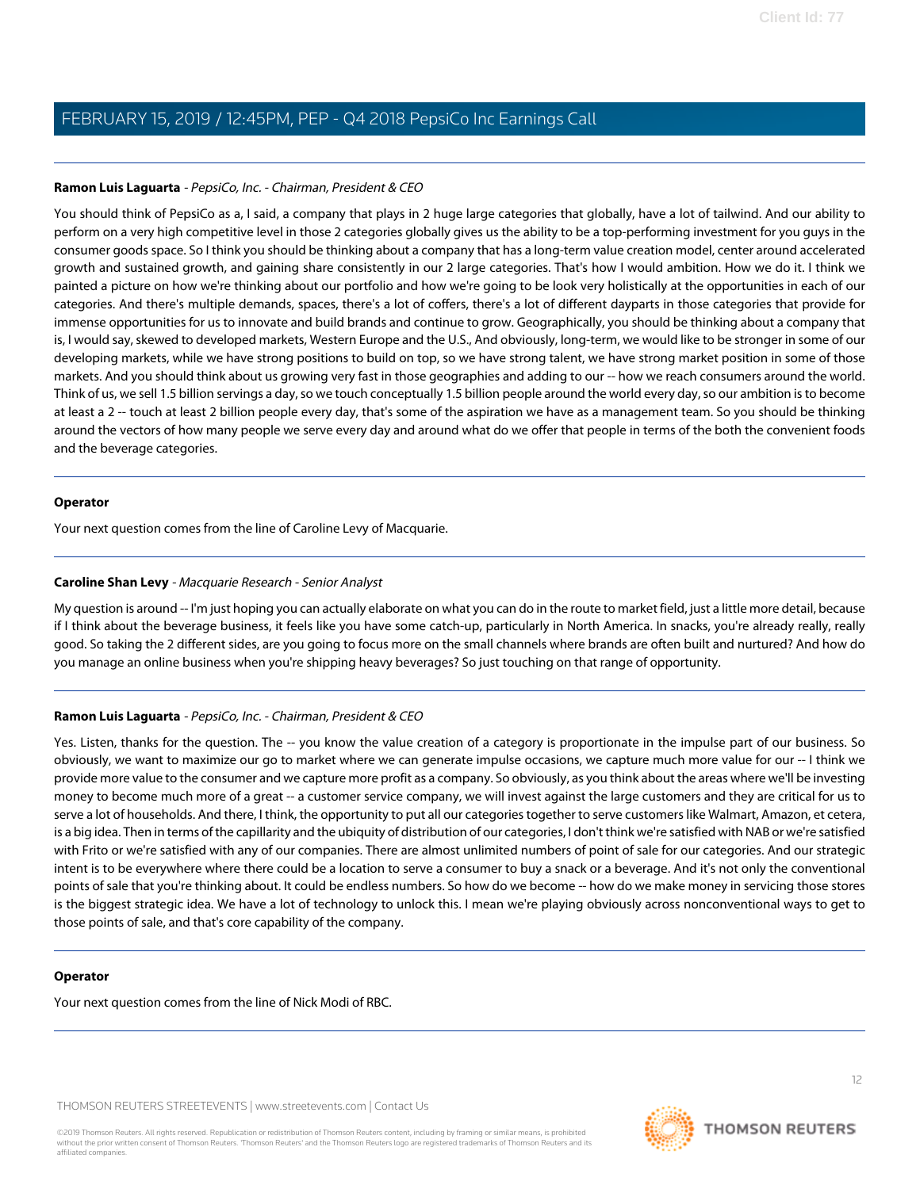**Ramon Luis Laguarta** - *PepsiCo, Inc. - Chairman, President & CEO*

You should think of PepsiCo as a, I said, a company that plays in 2 huge large categories that globally, have a lot of tailwind. And our ability to perform on a very high competitive level in those 2 categories globally gives us the ability to be a top-performing investment for you guys in the consumer goods space. So I think you should be thinking about a company that has a long-term value creation model, center around accelerated growth and sustained growth, and gaining share consistently in our 2 large categories. That's how I would ambition. How we do it. I think we painted a picture on how we're thinking about our portfolio and how we're going to be look very holistically at the opportunities in each of our categories. And there's multiple demands, spaces, there's a lot of coffers, there's a lot of different dayparts in those categories that provide for immense opportunities for us to innovate and build brands and continue to grow. Geographically, you should be thinking about a company that is, I would say, skewed to developed markets, Western Europe and the U.S., And obviously, long-term, we would like to be stronger in some of our developing markets, while we have strong positions to build on top, so we have strong talent, we have strong market position in some of those markets. And you should think about us growing very fast in those geographies and adding to our -- how we reach consumers around the world. Think of us, we sell 1.5 billion servings a day, so we touch conceptually 1.5 billion people around the world every day, so our ambition is to become at least a 2 -- touch at least 2 billion people every day, that's some of the aspiration we have as a management team. So you should be thinking around the vectors of how many people we serve every day and around what do we offer that people in terms of the both the convenient foods and the beverage categories.

---

**Operator**

Your next question comes from the line of Caroline Levy of Macquarie.

---

**Caroline Shan Levy** - *Macquarie Research - Senior Analyst*

My question is around -- I'm just hoping you can actually elaborate on what you can do in the route to market field, just a little more detail, because if I think about the beverage business, it feels like you have some catch-up, particularly in North America. In snacks, you're already really, really good. So taking the 2 different sides, are you going to focus more on the small channels where brands are often built and nurtured? And how do you manage an online business when you're shipping heavy beverages? So just touching on that range of opportunity.

---

**Ramon Luis Laguarta** - *PepsiCo, Inc. - Chairman, President & CEO*

Yes. Listen, thanks for the question. The -- you know the value creation of a category is proportionate in the impulse part of our business. So obviously, we want to maximize our go to market where we can generate impulse occasions, we capture much more value for our -- I think we provide more value to the consumer and we capture more profit as a company. So obviously, as you think about the areas where we'll be investing money to become much more of a great -- a customer service company, we will invest against the large customers and they are critical for us to serve a lot of households. And there, I think, the opportunity to put all our categories together to serve customers like Walmart, Amazon, et cetera, is a big idea. Then in terms of the capillarity and the ubiquity of distribution of our categories, I don't think we're satisfied with NAB or we're satisfied with Frito or we're satisfied with any of our companies. There are almost unlimited numbers of point of sale for our categories. And our strategic intent is to be everywhere where there could be a location to serve a consumer to buy a snack or a beverage. And it's not only the conventional points of sale that you're thinking about. It could be endless numbers. So how do we become -- how do we make money in servicing those stores is the biggest strategic idea. We have a lot of technology to unlock this. I mean we're playing obviously across nonconventional ways to get to those points of sale, and that's core capability of the company.

---

**Operator**

Your next question comes from the line of Nick Modi of RBC.

---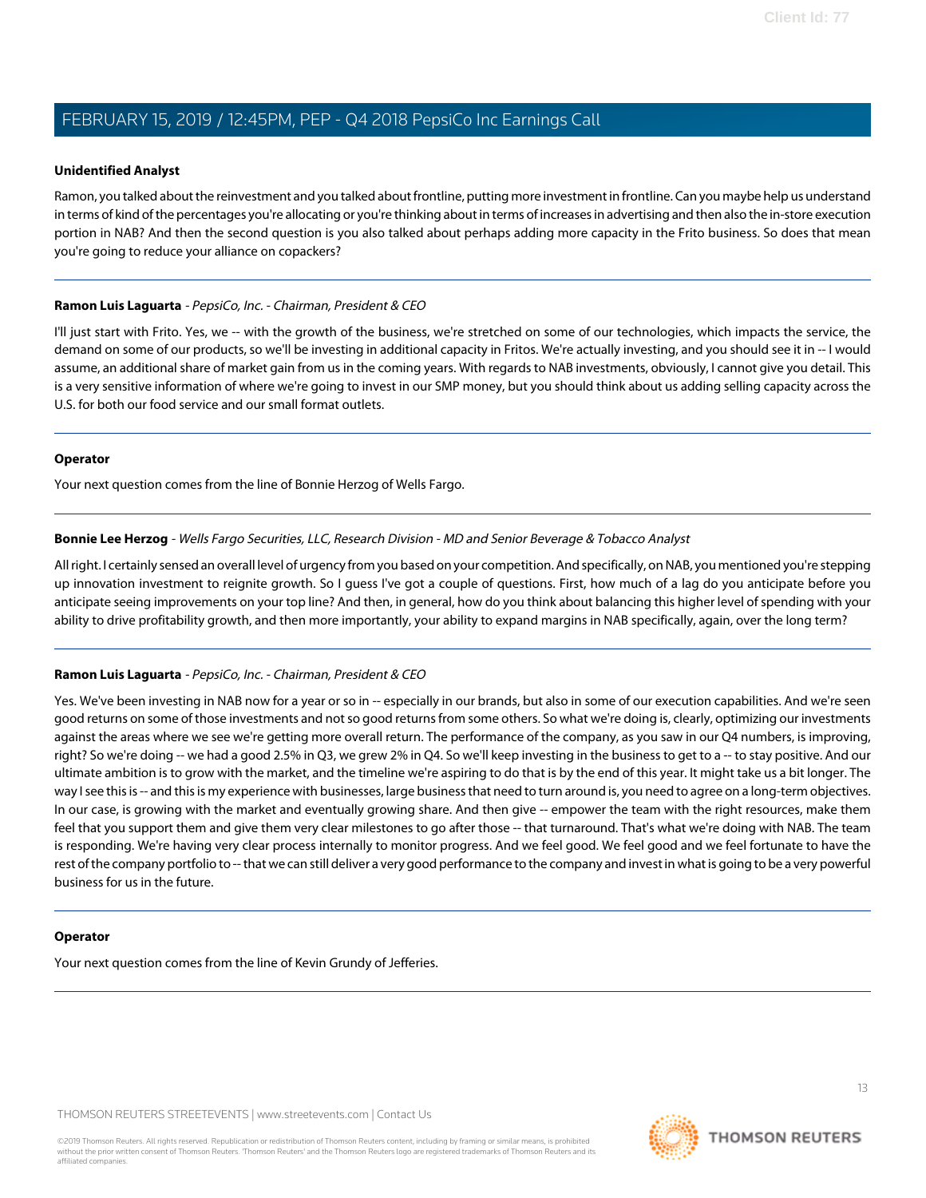**Unidentified Analyst**

Ramon, you talked about the reinvestment and you talked about frontline, putting more investment in frontline. Can you maybe help us understand in terms of kind of the percentages you're allocating or you're thinking about in terms of increases in advertising and then also the in-store execution portion in NAB? And then the second question is you also talked about perhaps adding more capacity in the Frito business. So does that mean you're going to reduce your alliance on copackers?

---

**Ramon Luis Laguarta** - *PepsiCo, Inc. - Chairman, President & CEO*

I'll just start with Frito. Yes, we -- with the growth of the business, we're stretched on some of our technologies, which impacts the service, the demand on some of our products, so we'll be investing in additional capacity in Fritos. We're actually investing, and you should see it in -- I would assume, an additional share of market gain from us in the coming years. With regards to NAB investments, obviously, I cannot give you detail. This is a very sensitive information of where we're going to invest in our SMP money, but you should think about us adding selling capacity across the U.S. for both our food service and our small format outlets.

---

**Operator**

Your next question comes from the line of Bonnie Herzog of Wells Fargo.

---

**Bonnie Lee Herzog** - *Wells Fargo Securities, LLC, Research Division - MD and Senior Beverage & Tobacco Analyst*

All right. I certainly sensed an overall level of urgency from you based on your competition. And specifically, on NAB, you mentioned you're stepping up innovation investment to reignite growth. So I guess I've got a couple of questions. First, how much of a lag do you anticipate before you anticipate seeing improvements on your top line? And then, in general, how do you think about balancing this higher level of spending with your ability to drive profitability growth, and then more importantly, your ability to expand margins in NAB specifically, again, over the long term?

---

**Ramon Luis Laguarta** - *PepsiCo, Inc. - Chairman, President & CEO*

Yes. We've been investing in NAB now for a year or so in -- especially in our brands, but also in some of our execution capabilities. And we're seen good returns on some of those investments and not so good returns from some others. So what we're doing is, clearly, optimizing our investments against the areas where we see we're getting more overall return. The performance of the company, as you saw in our Q4 numbers, is improving, right? So we're doing -- we had a good 2.5% in Q3, we grew 2% in Q4. So we'll keep investing in the business to get to a -- to stay positive. And our ultimate ambition is to grow with the market, and the timeline we're aspiring to do that is by the end of this year. It might take us a bit longer. The way I see this is -- and this is my experience with businesses, large business that need to turn around is, you need to agree on a long-term objectives. In our case, is growing with the market and eventually growing share. And then give -- empower the team with the right resources, make them feel that you support them and give them very clear milestones to go after those -- that turnaround. That's what we're doing with NAB. The team is responding. We're having very clear process internally to monitor progress. And we feel good. We feel good and we feel fortunate to have the rest of the company portfolio to -- that we can still deliver a very good performance to the company and invest in what is going to be a very powerful business for us in the future.

---

**Operator**

Your next question comes from the line of Kevin Grundy of Jefferies.

---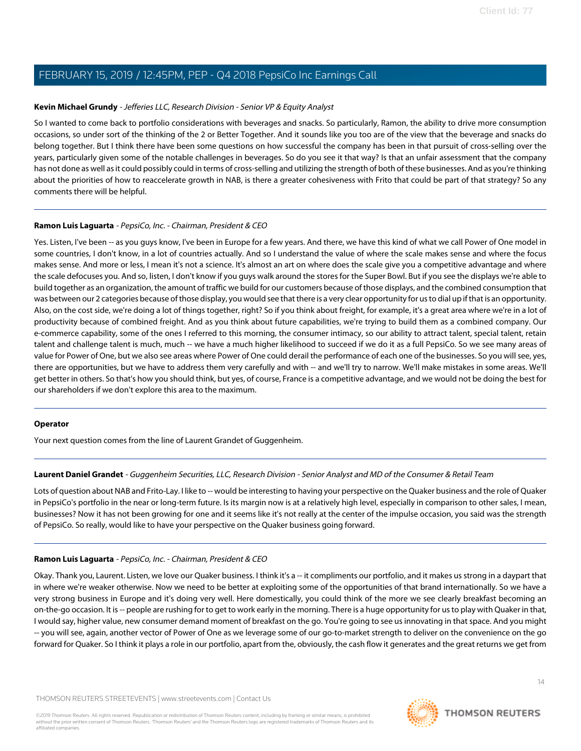**Kevin Michael Grundy** - *Jefferies LLC, Research Division - Senior VP & Equity Analyst*

So I wanted to come back to portfolio considerations with beverages and snacks. So particularly, Ramon, the ability to drive more consumption occasions, so under sort of the thinking of the 2 or Better Together. And it sounds like you too are of the view that the beverage and snacks do belong together. But I think there have been some questions on how successful the company has been in that pursuit of cross-selling over the years, particularly given some of the notable challenges in beverages. So do you see it that way? Is that an unfair assessment that the company has not done as well as it could possibly could in terms of cross-selling and utilizing the strength of both of these businesses. And as you're thinking about the priorities of how to reaccelerate growth in NAB, is there a greater cohesiveness with Frito that could be part of that strategy? So any comments there will be helpful.

---

**Ramon Luis Laguarta** - *PepsiCo, Inc. - Chairman, President & CEO*

Yes. Listen, I've been -- as you guys know, I've been in Europe for a few years. And there, we have this kind of what we call Power of One model in some countries, I don't know, in a lot of countries actually. And so I understand the value of where the scale makes sense and where the focus makes sense. And more or less, I mean it's not a science. It's almost an art on where does the scale give you a competitive advantage and where the scale defocuses you. And so, listen, I don't know if you guys walk around the stores for the Super Bowl. But if you see the displays we're able to build together as an organization, the amount of traffic we build for our customers because of those displays, and the combined consumption that was between our 2 categories because of those display, you would see that there is a very clear opportunity for us to dial up if that is an opportunity. Also, on the cost side, we're doing a lot of things together, right? So if you think about freight, for example, it's a great area where we're in a lot of productivity because of combined freight. And as you think about future capabilities, we're trying to build them as a combined company. Our e-commerce capability, some of the ones I referred to this morning, the consumer intimacy, so our ability to attract talent, special talent, retain talent and challenge talent is much, much -- we have a much higher likelihood to succeed if we do it as a full PepsiCo. So we see many areas of value for Power of One, but we also see areas where Power of One could derail the performance of each one of the businesses. So you will see, yes, there are opportunities, but we have to address them very carefully and with -- and we'll try to narrow. We'll make mistakes in some areas. We'll get better in others. So that's how you should think, but yes, of course, France is a competitive advantage, and we would not be doing the best for our shareholders if we don't explore this area to the maximum.

---

**Operator**

Your next question comes from the line of Laurent Grandet of Guggenheim.

---

**Laurent Daniel Grandet** - *Guggenheim Securities, LLC, Research Division - Senior Analyst and MD of the Consumer & Retail Team*

Lots of question about NAB and Frito-Lay. I like to -- would be interesting to having your perspective on the Quaker business and the role of Quaker in PepsiCo's portfolio in the near or long-term future. Is its margin now is at a relatively high level, especially in comparison to other sales, I mean, businesses? Now it has not been growing for one and it seems like it's not really at the center of the impulse occasion, you said was the strength of PepsiCo. So really, would like to have your perspective on the Quaker business going forward.

---

**Ramon Luis Laguarta** - *PepsiCo, Inc. - Chairman, President & CEO*

Okay. Thank you, Laurent. Listen, we love our Quaker business. I think it's a -- it compliments our portfolio, and it makes us strong in a daypart that in where we're weaker otherwise. Now we need to be better at exploiting some of the opportunities of that brand internationally. So we have a very strong business in Europe and it's doing very well. Here domestically, you could think of the more we see clearly breakfast becoming an on-the-go occasion. It is -- people are rushing for to get to work early in the morning. There is a huge opportunity for us to play with Quaker in that, I would say, higher value, new consumer demand moment of breakfast on the go. You're going to see us innovating in that space. And you might -- you will see, again, another vector of Power of One as we leverage some of our go-to-market strength to deliver on the convenience on the go forward for Quaker. So I think it plays a role in our portfolio, apart from the, obviously, the cash flow it generates and the great returns we get from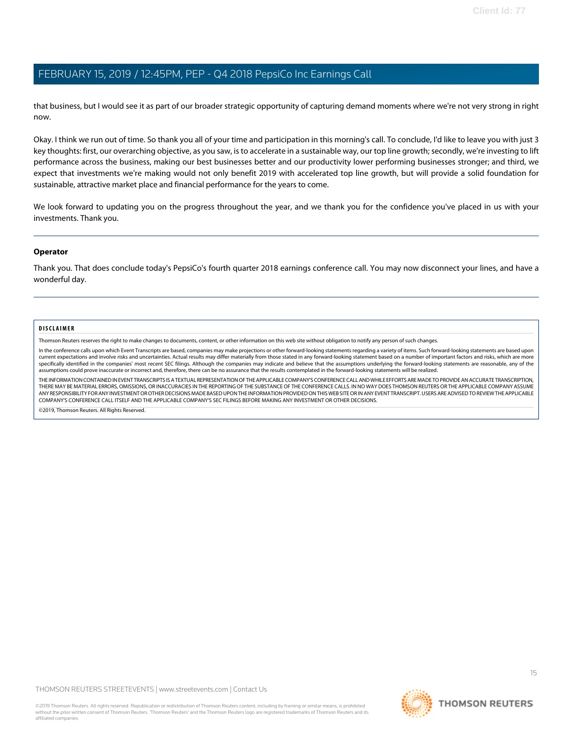that business, but I would see it as part of our broader strategic opportunity of capturing demand moments where we're not very strong in right now.

Okay. I think we run out of time. So thank you all of your time and participation in this morning's call. To conclude, I'd like to leave you with just 3 key thoughts: first, our overarching objective, as you saw, is to accelerate in a sustainable way, our top line growth; secondly, we're investing to lift performance across the business, making our best businesses better and our productivity lower performing businesses stronger; and third, we expect that investments we're making would not only benefit 2019 with accelerated top line growth, but will provide a solid foundation for sustainable, attractive market place and financial performance for the years to come.

We look forward to updating you on the progress throughout the year, and we thank you for the confidence you've placed in us with your investments. Thank you.

---

**Operator**

Thank you. That does conclude today's PepsiCo's fourth quarter 2018 earnings conference call. You may now disconnect your lines, and have a wonderful day.

---

**DISCLAIMER**

Thomson Reuters reserves the right to make changes to documents, content, or other information on this web site without obligation to notify any person of such changes.

In the conference calls upon which Event Transcripts are based, companies may make projections or other forward-looking statements regarding a variety of items. Such forward-looking statements are based upon current expectations and involve risks and uncertainties. Actual results may differ materially from those stated in any forward-looking statement based on a number of important factors and risks, which are more specifically identified in the companies' most recent SEC filings. Although the companies may indicate and believe that the assumptions underlying the forward-looking statements are reasonable, any of the assumptions could prove inaccurate or incorrect and, therefore, there can be no assurance that the results contemplated in the forward-looking statements will be realized.

THE INFORMATION CONTAINED IN EVENT TRANSCRIPTS IS A TEXTUAL REPRESENTATION OF THE APPLICABLE COMPANY'S CONFERENCE CALL AND WHILE EFFORTS ARE MADE TO PROVIDE AN ACCURATE TRANSCRIPTION, THERE MAY BE MATERIAL ERRORS, OMISSIONS, OR INACCURACIES IN THE REPORTING OF THE SUBSTANCE OF THE CONFERENCE CALLS. IN NO WAY DOES THOMSON REUTERS OR THE APPLICABLE COMPANY ASSUME ANY RESPONSIBILITY FOR ANY INVESTMENT OR OTHER DECISIONS MADE BASED UPON THE INFORMATION PROVIDED ON THIS WEB SITE OR IN ANY EVENT TRANSCRIPT. USERS ARE ADVISED TO REVIEW THE APPLICABLE COMPANY'S CONFERENCE CALL ITSELF AND THE APPLICABLE COMPANY'S SEC FILINGS BEFORE MAKING ANY INVESTMENT OR OTHER DECISIONS.

©2019, Thomson Reuters. All Rights Reserved.